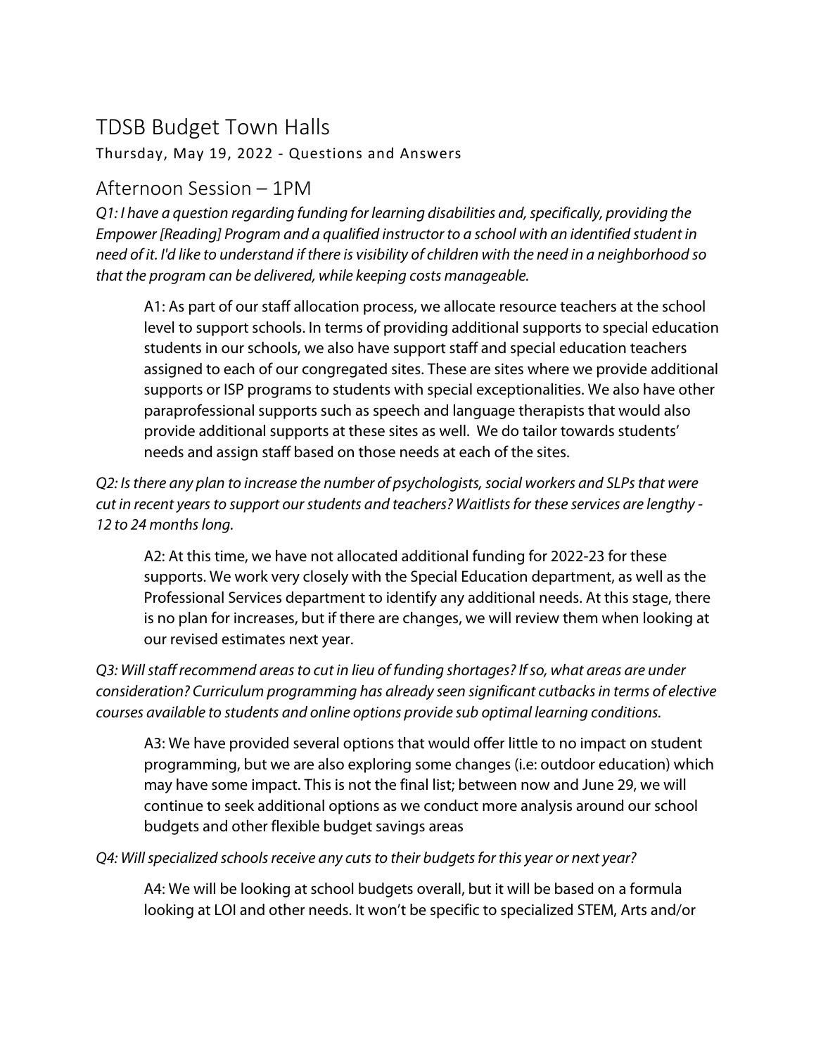# TDSB Budget Town Halls

Thursday, May 19, 2022 - Questions and Answers

## Afternoon Session – 1PM

*Q1: I have a question regarding funding for learning disabilities and, specifically, providing the Empower [Reading] Program and a qualified instructor to a school with an identified student in need of it. I'd like to understand if there is visibility of children with the need in a neighborhood so that the program can be delivered, while keeping costs manageable.*

> A1: As part of our staff allocation process, we allocate resource teachers at the school level to support schools. In terms of providing additional supports to special education students in our schools, we also have support staff and special education teachers assigned to each of our congregated sites. These are sites where we provide additional supports or ISP programs to students with special exceptionalities. We also have other paraprofessional supports such as speech and language therapists that would also provide additional supports at these sites as well. We do tailor towards students' needs and assign staff based on those needs at each of the sites.

*Q2: Is there any plan to increase the number of psychologists, social workers and SLPs that were cut in recent years to support our students and teachers? Waitlists for these services are lengthy - 12 to 24 months long.*

> A2: At this time, we have not allocated additional funding for 2022-23 for these supports. We work very closely with the Special Education department, as well as the Professional Services department to identify any additional needs. At this stage, there is no plan for increases, but if there are changes, we will review them when looking at our revised estimates next year.

*Q3: Will staff recommend areas to cut in lieu of funding shortages? If so, what areas are under consideration? Curriculum programming has already seen significant cutbacks in terms of elective courses available to students and online options provide sub optimal learning conditions.*

> A3: We have provided several options that would offer little to no impact on student programming, but we are also exploring some changes (i.e: outdoor education) which may have some impact. This is not the final list; between now and June 29, we will continue to seek additional options as we conduct more analysis around our school budgets and other flexible budget savings areas

*Q4: Will specialized schools receive any cuts to their budgets for this year or next year?*

> A4: We will be looking at school budgets overall, but it will be based on a formula looking at LOI and other needs. It won't be specific to specialized STEM, Arts and/or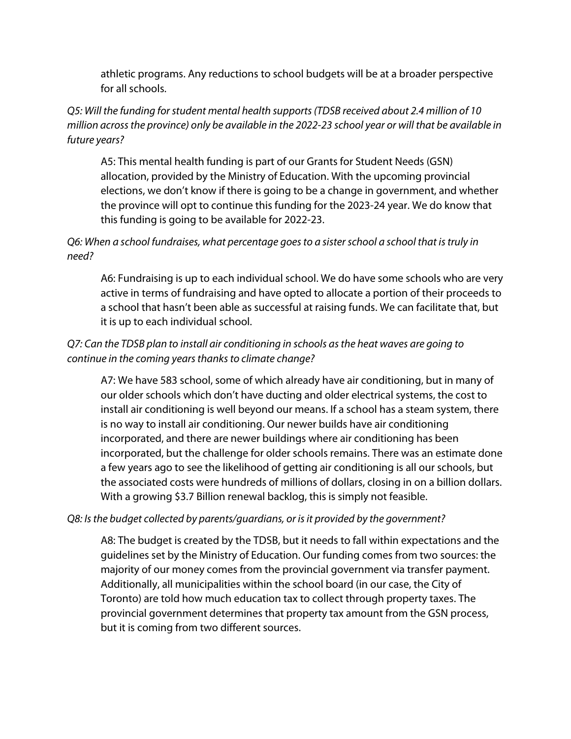athletic programs. Any reductions to school budgets will be at a broader perspective for all schools.

*Q5: Will the funding for student mental health supports (TDSB received about 2.4 million of 10 million across the province) only be available in the 2022-23 school year or will that be available in future years?*

A5: This mental health funding is part of our Grants for Student Needs (GSN) allocation, provided by the Ministry of Education. With the upcoming provincial elections, we don't know if there is going to be a change in government, and whether the province will opt to continue this funding for the 2023-24 year. We do know that this funding is going to be available for 2022-23.

*Q6: When a school fundraises, what percentage goes to a sister school a school that is truly in need?*

A6: Fundraising is up to each individual school. We do have some schools who are very active in terms of fundraising and have opted to allocate a portion of their proceeds to a school that hasn't been able as successful at raising funds. We can facilitate that, but it is up to each individual school.

*Q7: Can the TDSB plan to install air conditioning in schools as the heat waves are going to continue in the coming years thanks to climate change?*

A7: We have 583 school, some of which already have air conditioning, but in many of our older schools which don't have ducting and older electrical systems, the cost to install air conditioning is well beyond our means. If a school has a steam system, there is no way to install air conditioning. Our newer builds have air conditioning incorporated, and there are newer buildings where air conditioning has been incorporated, but the challenge for older schools remains. There was an estimate done a few years ago to see the likelihood of getting air conditioning is all our schools, but the associated costs were hundreds of millions of dollars, closing in on a billion dollars. With a growing $3.7 Billion renewal backlog, this is simply not feasible.

*Q8: Is the budget collected by parents/guardians, or is it provided by the government?*

A8: The budget is created by the TDSB, but it needs to fall within expectations and the guidelines set by the Ministry of Education. Our funding comes from two sources: the majority of our money comes from the provincial government via transfer payment. Additionally, all municipalities within the school board (in our case, the City of Toronto) are told how much education tax to collect through property taxes. The provincial government determines that property tax amount from the GSN process, but it is coming from two different sources.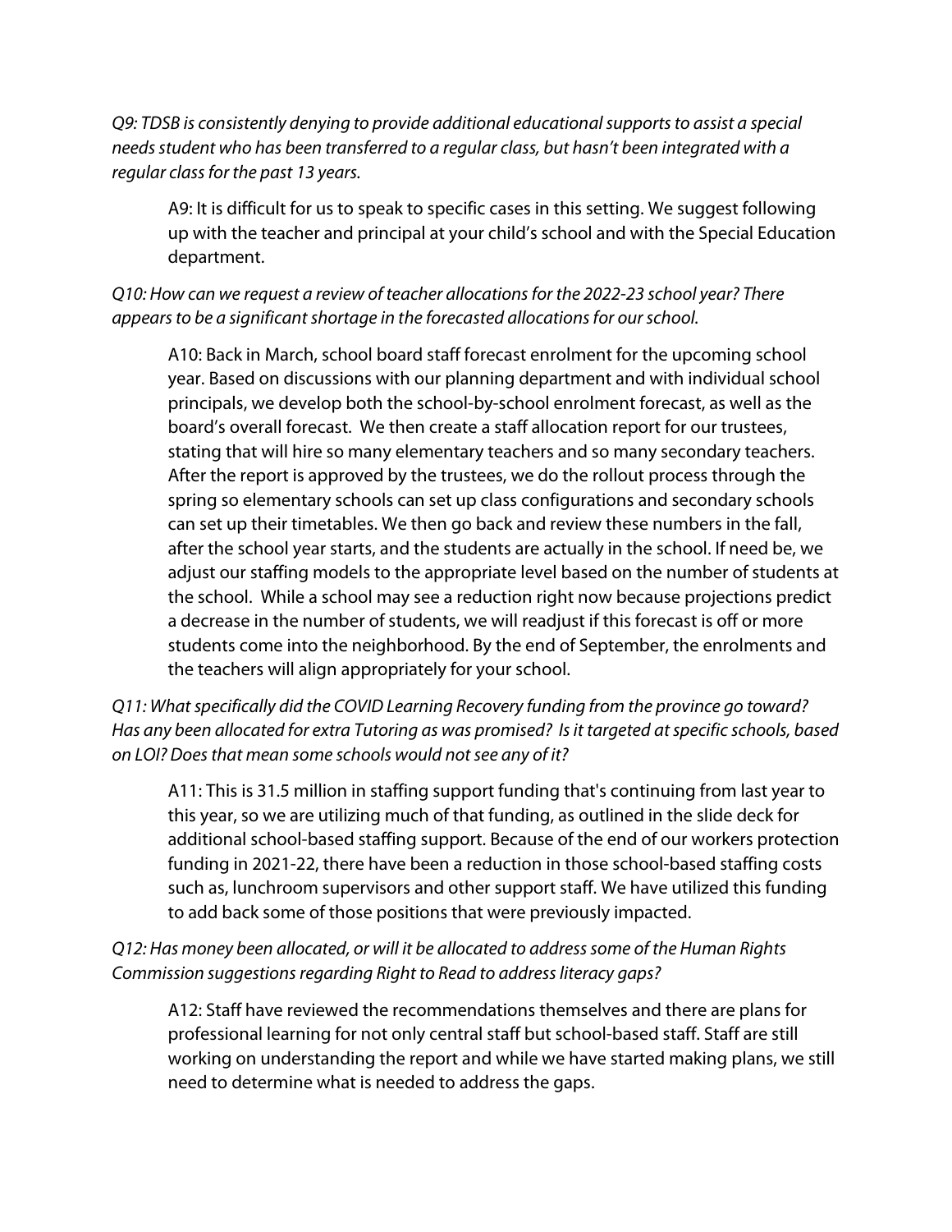*Q9: TDSB is consistently denying to provide additional educational supports to assist a special needs student who has been transferred to a regular class, but hasn't been integrated with a regular class for the past 13 years.*

> A9: It is difficult for us to speak to specific cases in this setting. We suggest following up with the teacher and principal at your child's school and with the Special Education department.

*Q10: How can we request a review of teacher allocations for the 2022-23 school year? There appears to be a significant shortage in the forecasted allocations for our school.*

> A10: Back in March, school board staff forecast enrolment for the upcoming school year. Based on discussions with our planning department and with individual school principals, we develop both the school-by-school enrolment forecast, as well as the board's overall forecast. We then create a staff allocation report for our trustees, stating that will hire so many elementary teachers and so many secondary teachers. After the report is approved by the trustees, we do the rollout process through the spring so elementary schools can set up class configurations and secondary schools can set up their timetables. We then go back and review these numbers in the fall, after the school year starts, and the students are actually in the school. If need be, we adjust our staffing models to the appropriate level based on the number of students at the school. While a school may see a reduction right now because projections predict a decrease in the number of students, we will readjust if this forecast is off or more students come into the neighborhood. By the end of September, the enrolments and the teachers will align appropriately for your school.

*Q11: What specifically did the COVID Learning Recovery funding from the province go toward? Has any been allocated for extra Tutoring as was promised? Is it targeted at specific schools, based on LOI? Does that mean some schools would not see any of it?*

> A11: This is 31.5 million in staffing support funding that's continuing from last year to this year, so we are utilizing much of that funding, as outlined in the slide deck for additional school-based staffing support. Because of the end of our workers protection funding in 2021-22, there have been a reduction in those school-based staffing costs such as, lunchroom supervisors and other support staff. We have utilized this funding to add back some of those positions that were previously impacted.

*Q12: Has money been allocated, or will it be allocated to address some of the Human Rights Commission suggestions regarding Right to Read to address literacy gaps?*

> A12: Staff have reviewed the recommendations themselves and there are plans for professional learning for not only central staff but school-based staff. Staff are still working on understanding the report and while we have started making plans, we still need to determine what is needed to address the gaps.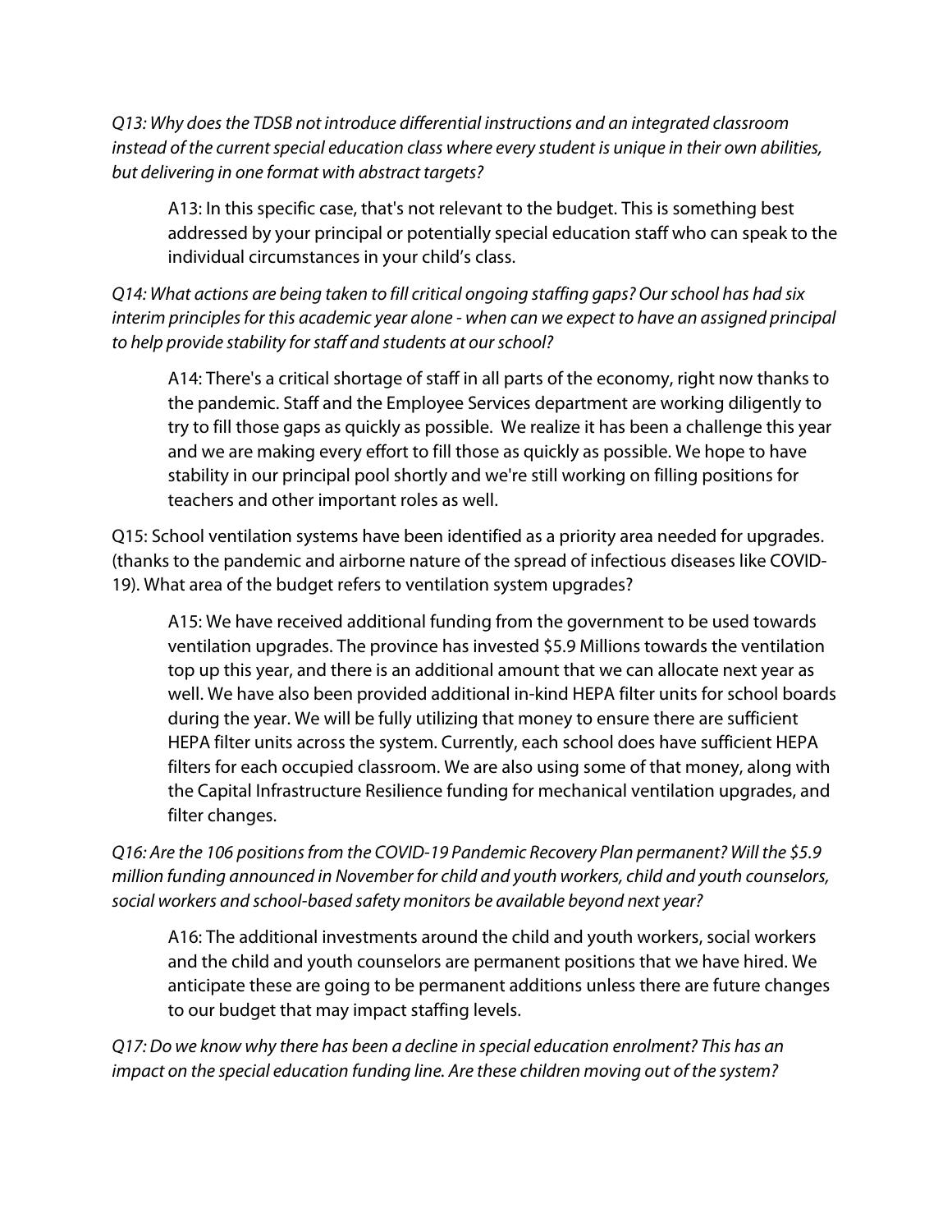*Q13: Why does the TDSB not introduce differential instructions and an integrated classroom instead of the current special education class where every student is unique in their own abilities, but delivering in one format with abstract targets?*

> A13: In this specific case, that's not relevant to the budget. This is something best addressed by your principal or potentially special education staff who can speak to the individual circumstances in your child's class.

*Q14: What actions are being taken to fill critical ongoing staffing gaps? Our school has had six interim principles for this academic year alone - when can we expect to have an assigned principal to help provide stability for staff and students at our school?*

> A14: There's a critical shortage of staff in all parts of the economy, right now thanks to the pandemic. Staff and the Employee Services department are working diligently to try to fill those gaps as quickly as possible. We realize it has been a challenge this year and we are making every effort to fill those as quickly as possible. We hope to have stability in our principal pool shortly and we're still working on filling positions for teachers and other important roles as well.

Q15: School ventilation systems have been identified as a priority area needed for upgrades. (thanks to the pandemic and airborne nature of the spread of infectious diseases like COVID-19). What area of the budget refers to ventilation system upgrades?

> A15: We have received additional funding from the government to be used towards ventilation upgrades. The province has invested $5.9 Millions towards the ventilation top up this year, and there is an additional amount that we can allocate next year as well. We have also been provided additional in-kind HEPA filter units for school boards during the year. We will be fully utilizing that money to ensure there are sufficient HEPA filter units across the system. Currently, each school does have sufficient HEPA filters for each occupied classroom. We are also using some of that money, along with the Capital Infrastructure Resilience funding for mechanical ventilation upgrades, and filter changes.

*Q16: Are the 106 positions from the COVID-19 Pandemic Recovery Plan permanent? Will the $5.9 million funding announced in November for child and youth workers, child and youth counselors, social workers and school-based safety monitors be available beyond next year?*

> A16: The additional investments around the child and youth workers, social workers and the child and youth counselors are permanent positions that we have hired. We anticipate these are going to be permanent additions unless there are future changes to our budget that may impact staffing levels.

*Q17: Do we know why there has been a decline in special education enrolment? This has an impact on the special education funding line. Are these children moving out of the system?*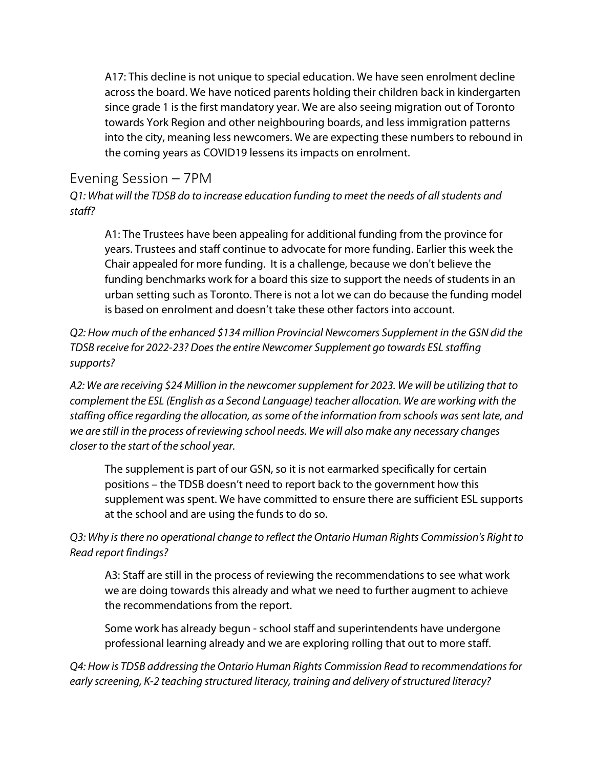A17: This decline is not unique to special education. We have seen enrolment decline across the board. We have noticed parents holding their children back in kindergarten since grade 1 is the first mandatory year. We are also seeing migration out of Toronto towards York Region and other neighbouring boards, and less immigration patterns into the city, meaning less newcomers. We are expecting these numbers to rebound in the coming years as COVID19 lessens its impacts on enrolment.

## Evening Session – 7PM

*Q1: What will the TDSB do to increase education funding to meet the needs of all students and staff?*

A1: The Trustees have been appealing for additional funding from the province for years. Trustees and staff continue to advocate for more funding. Earlier this week the Chair appealed for more funding.  It is a challenge, because we don't believe the funding benchmarks work for a board this size to support the needs of students in an urban setting such as Toronto. There is not a lot we can do because the funding model is based on enrolment and doesn't take these other factors into account.

*Q2: How much of the enhanced $134 million Provincial Newcomers Supplement in the GSN did the TDSB receive for 2022-23? Does the entire Newcomer Supplement go towards ESL staffing supports?*

*A2: We are receiving $24 Million in the newcomer supplement for 2023. We will be utilizing that to complement the ESL (English as a Second Language) teacher allocation. We are working with the staffing office regarding the allocation, as some of the information from schools was sent late, and we are still in the process of reviewing school needs. We will also make any necessary changes closer to the start of the school year.*

The supplement is part of our GSN, so it is not earmarked specifically for certain positions – the TDSB doesn't need to report back to the government how this supplement was spent. We have committed to ensure there are sufficient ESL supports at the school and are using the funds to do so.

*Q3: Why is there no operational change to reflect the Ontario Human Rights Commission's Right to Read report findings?*

A3: Staff are still in the process of reviewing the recommendations to see what work we are doing towards this already and what we need to further augment to achieve the recommendations from the report.

Some work has already begun - school staff and superintendents have undergone professional learning already and we are exploring rolling that out to more staff.

*Q4: How is TDSB addressing the Ontario Human Rights Commission Read to recommendations for early screening, K-2 teaching structured literacy, training and delivery of structured literacy?*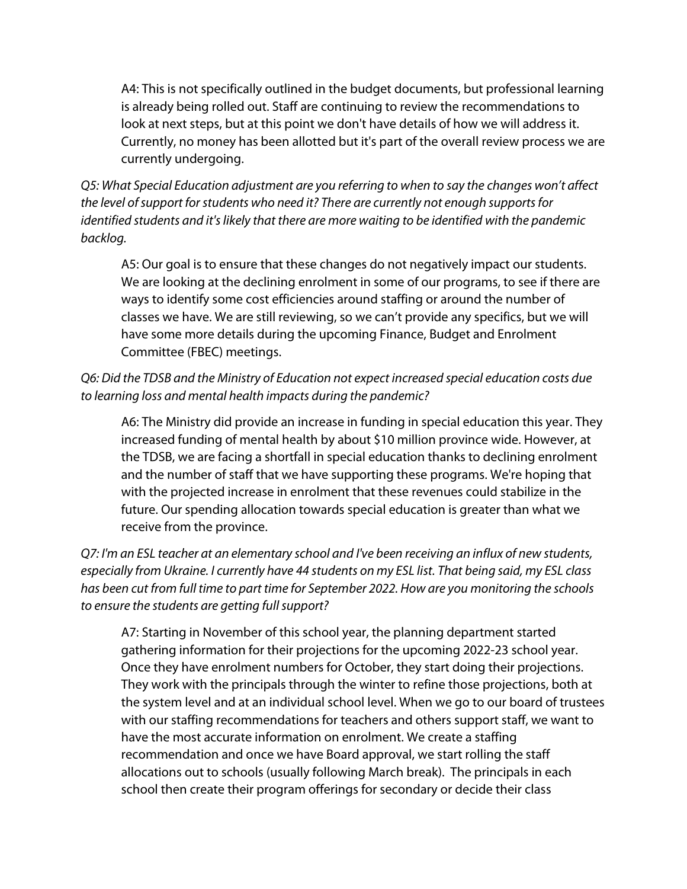A4: This is not specifically outlined in the budget documents, but professional learning is already being rolled out. Staff are continuing to review the recommendations to look at next steps, but at this point we don't have details of how we will address it. Currently, no money has been allotted but it's part of the overall review process we are currently undergoing.

*Q5: What Special Education adjustment are you referring to when to say the changes won't affect the level of support for students who need it? There are currently not enough supports for identified students and it's likely that there are more waiting to be identified with the pandemic backlog.*

A5: Our goal is to ensure that these changes do not negatively impact our students. We are looking at the declining enrolment in some of our programs, to see if there are ways to identify some cost efficiencies around staffing or around the number of classes we have. We are still reviewing, so we can't provide any specifics, but we will have some more details during the upcoming Finance, Budget and Enrolment Committee (FBEC) meetings.

*Q6: Did the TDSB and the Ministry of Education not expect increased special education costs due to learning loss and mental health impacts during the pandemic?*

A6: The Ministry did provide an increase in funding in special education this year. They increased funding of mental health by about $10 million province wide. However, at the TDSB, we are facing a shortfall in special education thanks to declining enrolment and the number of staff that we have supporting these programs. We're hoping that with the projected increase in enrolment that these revenues could stabilize in the future. Our spending allocation towards special education is greater than what we receive from the province.

*Q7: I'm an ESL teacher at an elementary school and I've been receiving an influx of new students, especially from Ukraine. I currently have 44 students on my ESL list. That being said, my ESL class has been cut from full time to part time for September 2022. How are you monitoring the schools to ensure the students are getting full support?*

A7: Starting in November of this school year, the planning department started gathering information for their projections for the upcoming 2022-23 school year. Once they have enrolment numbers for October, they start doing their projections. They work with the principals through the winter to refine those projections, both at the system level and at an individual school level. When we go to our board of trustees with our staffing recommendations for teachers and others support staff, we want to have the most accurate information on enrolment. We create a staffing recommendation and once we have Board approval, we start rolling the staff allocations out to schools (usually following March break). The principals in each school then create their program offerings for secondary or decide their class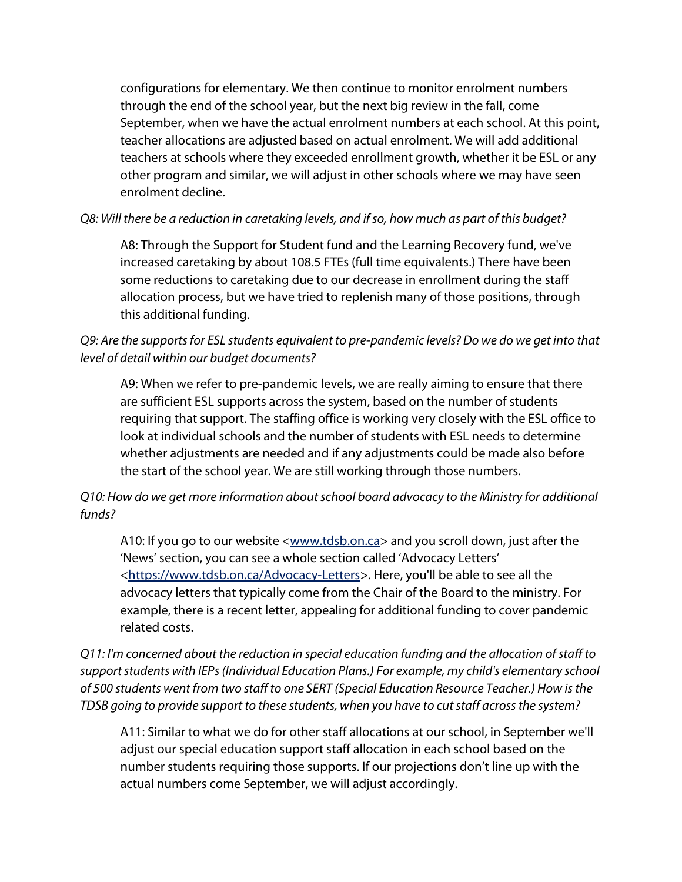configurations for elementary. We then continue to monitor enrolment numbers through the end of the school year, but the next big review in the fall, come September, when we have the actual enrolment numbers at each school. At this point, teacher allocations are adjusted based on actual enrolment. We will add additional teachers at schools where they exceeded enrollment growth, whether it be ESL or any other program and similar, we will adjust in other schools where we may have seen enrolment decline.

*Q8: Will there be a reduction in caretaking levels, and if so, how much as part of this budget?*

A8: Through the Support for Student fund and the Learning Recovery fund, we've increased caretaking by about 108.5 FTEs (full time equivalents.) There have been some reductions to caretaking due to our decrease in enrollment during the staff allocation process, but we have tried to replenish many of those positions, through this additional funding.

*Q9: Are the supports for ESL students equivalent to pre-pandemic levels? Do we do we get into that level of detail within our budget documents?*

A9: When we refer to pre-pandemic levels, we are really aiming to ensure that there are sufficient ESL supports across the system, based on the number of students requiring that support. The staffing office is working very closely with the ESL office to look at individual schools and the number of students with ESL needs to determine whether adjustments are needed and if any adjustments could be made also before the start of the school year. We are still working through those numbers.

*Q10: How do we get more information about school board advocacy to the Ministry for additional funds?*

A10: If you go to our website <[www.tdsb.on.ca](www.tdsb.on.ca)> and you scroll down, just after the 'News' section, you can see a whole section called 'Advocacy Letters' <[https://www.tdsb.on.ca/Advocacy-Letters](https://www.tdsb.on.ca/Advocacy-Letters)>. Here, you'll be able to see all the advocacy letters that typically come from the Chair of the Board to the ministry. For example, there is a recent letter, appealing for additional funding to cover pandemic related costs.

*Q11: I'm concerned about the reduction in special education funding and the allocation of staff to support students with IEPs (Individual Education Plans.) For example, my child's elementary school of 500 students went from two staff to one SERT (Special Education Resource Teacher.) How is the TDSB going to provide support to these students, when you have to cut staff across the system?*

A11: Similar to what we do for other staff allocations at our school, in September we'll adjust our special education support staff allocation in each school based on the number students requiring those supports. If our projections don't line up with the actual numbers come September, we will adjust accordingly.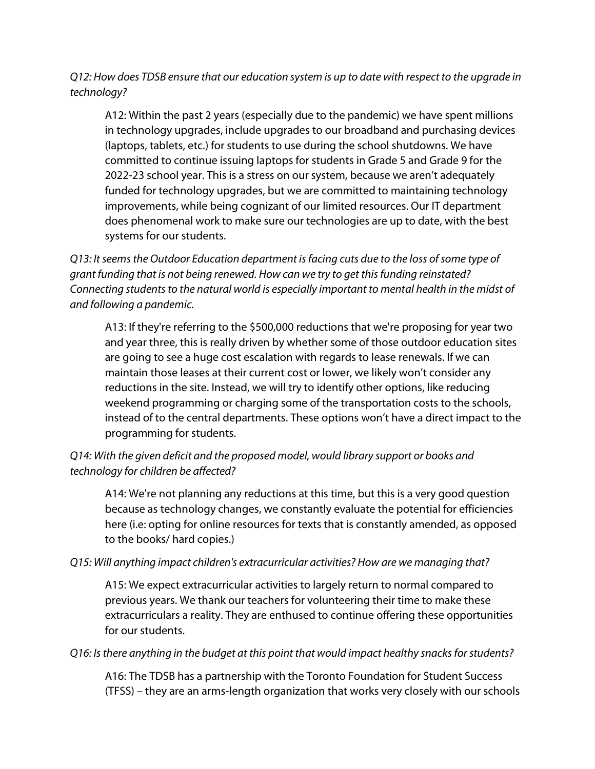*Q12: How does TDSB ensure that our education system is up to date with respect to the upgrade in technology?*

> A12: Within the past 2 years (especially due to the pandemic) we have spent millions in technology upgrades, include upgrades to our broadband and purchasing devices (laptops, tablets, etc.) for students to use during the school shutdowns. We have committed to continue issuing laptops for students in Grade 5 and Grade 9 for the 2022-23 school year. This is a stress on our system, because we aren't adequately funded for technology upgrades, but we are committed to maintaining technology improvements, while being cognizant of our limited resources. Our IT department does phenomenal work to make sure our technologies are up to date, with the best systems for our students.

*Q13: It seems the Outdoor Education department is facing cuts due to the loss of some type of grant funding that is not being renewed. How can we try to get this funding reinstated? Connecting students to the natural world is especially important to mental health in the midst of and following a pandemic.*

> A13: If they're referring to the $500,000 reductions that we're proposing for year two and year three, this is really driven by whether some of those outdoor education sites are going to see a huge cost escalation with regards to lease renewals. If we can maintain those leases at their current cost or lower, we likely won't consider any reductions in the site. Instead, we will try to identify other options, like reducing weekend programming or charging some of the transportation costs to the schools, instead of to the central departments. These options won't have a direct impact to the programming for students.

*Q14: With the given deficit and the proposed model, would library support or books and technology for children be affected?*

> A14: We're not planning any reductions at this time, but this is a very good question because as technology changes, we constantly evaluate the potential for efficiencies here (i.e: opting for online resources for texts that is constantly amended, as opposed to the books/ hard copies.)

*Q15: Will anything impact children's extracurricular activities? How are we managing that?*

> A15: We expect extracurricular activities to largely return to normal compared to previous years. We thank our teachers for volunteering their time to make these extracurriculars a reality. They are enthused to continue offering these opportunities for our students.

*Q16: Is there anything in the budget at this point that would impact healthy snacks for students?*

> A16: The TDSB has a partnership with the Toronto Foundation for Student Success (TFSS) – they are an arms-length organization that works very closely with our schools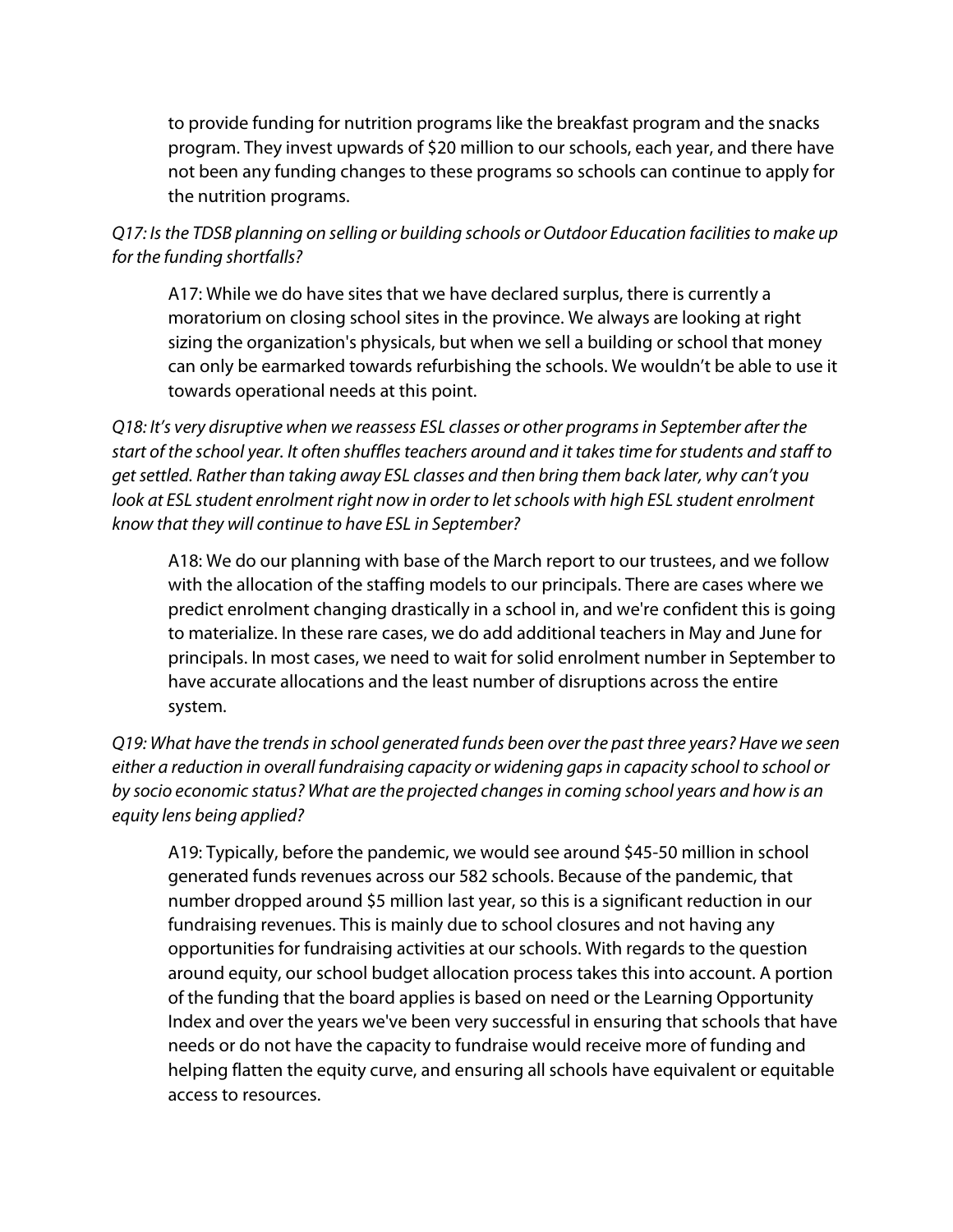to provide funding for nutrition programs like the breakfast program and the snacks program. They invest upwards of $20 million to our schools, each year, and there have not been any funding changes to these programs so schools can continue to apply for the nutrition programs.

*Q17: Is the TDSB planning on selling or building schools or Outdoor Education facilities to make up for the funding shortfalls?*

A17: While we do have sites that we have declared surplus, there is currently a moratorium on closing school sites in the province. We always are looking at right sizing the organization's physicals, but when we sell a building or school that money can only be earmarked towards refurbishing the schools. We wouldn't be able to use it towards operational needs at this point.

*Q18: It's very disruptive when we reassess ESL classes or other programs in September after the start of the school year. It often shuffles teachers around and it takes time for students and staff to get settled. Rather than taking away ESL classes and then bring them back later, why can't you look at ESL student enrolment right now in order to let schools with high ESL student enrolment know that they will continue to have ESL in September?*

A18: We do our planning with base of the March report to our trustees, and we follow with the allocation of the staffing models to our principals. There are cases where we predict enrolment changing drastically in a school in, and we're confident this is going to materialize. In these rare cases, we do add additional teachers in May and June for principals. In most cases, we need to wait for solid enrolment number in September to have accurate allocations and the least number of disruptions across the entire system.

*Q19: What have the trends in school generated funds been over the past three years? Have we seen either a reduction in overall fundraising capacity or widening gaps in capacity school to school or by socio economic status? What are the projected changes in coming school years and how is an equity lens being applied?*

A19: Typically, before the pandemic, we would see around $45-50 million in school generated funds revenues across our 582 schools. Because of the pandemic, that number dropped around $5 million last year, so this is a significant reduction in our fundraising revenues. This is mainly due to school closures and not having any opportunities for fundraising activities at our schools. With regards to the question around equity, our school budget allocation process takes this into account. A portion of the funding that the board applies is based on need or the Learning Opportunity Index and over the years we've been very successful in ensuring that schools that have needs or do not have the capacity to fundraise would receive more of funding and helping flatten the equity curve, and ensuring all schools have equivalent or equitable access to resources.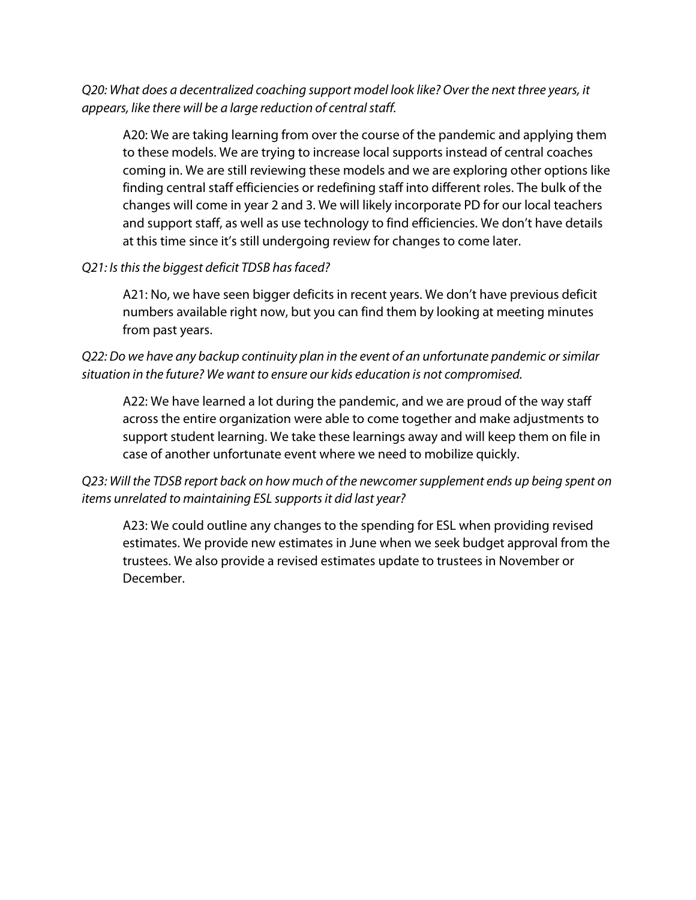*Q20: What does a decentralized coaching support model look like? Over the next three years, it appears, like there will be a large reduction of central staff.*

> A20: We are taking learning from over the course of the pandemic and applying them to these models. We are trying to increase local supports instead of central coaches coming in. We are still reviewing these models and we are exploring other options like finding central staff efficiencies or redefining staff into different roles. The bulk of the changes will come in year 2 and 3. We will likely incorporate PD for our local teachers and support staff, as well as use technology to find efficiencies. We don't have details at this time since it's still undergoing review for changes to come later.

*Q21: Is this the biggest deficit TDSB has faced?*

> A21: No, we have seen bigger deficits in recent years. We don't have previous deficit numbers available right now, but you can find them by looking at meeting minutes from past years.

*Q22: Do we have any backup continuity plan in the event of an unfortunate pandemic or similar situation in the future? We want to ensure our kids education is not compromised.*

> A22: We have learned a lot during the pandemic, and we are proud of the way staff across the entire organization were able to come together and make adjustments to support student learning. We take these learnings away and will keep them on file in case of another unfortunate event where we need to mobilize quickly.

*Q23: Will the TDSB report back on how much of the newcomer supplement ends up being spent on items unrelated to maintaining ESL supports it did last year?*

> A23: We could outline any changes to the spending for ESL when providing revised estimates. We provide new estimates in June when we seek budget approval from the trustees. We also provide a revised estimates update to trustees in November or December.